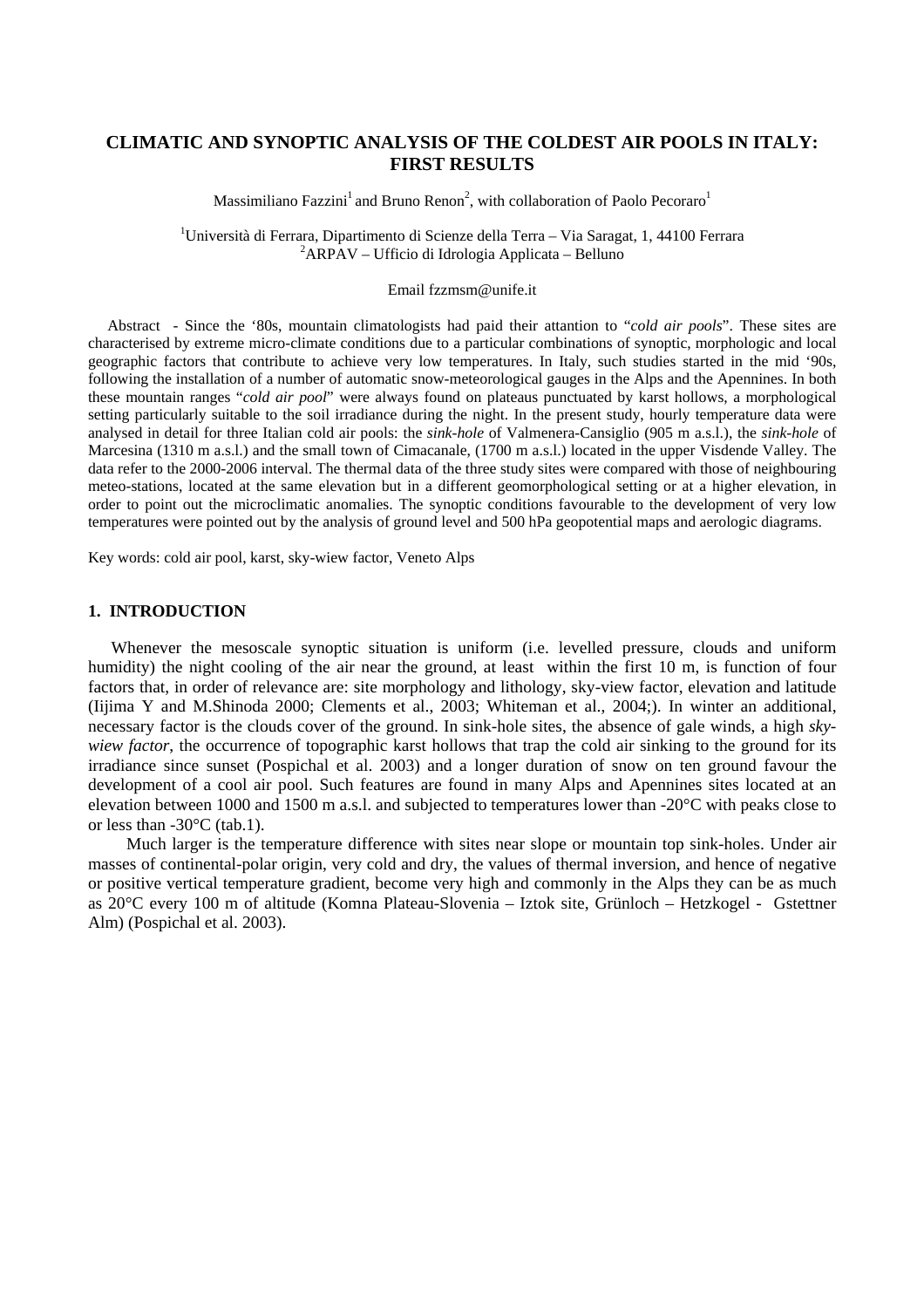# CLIMATIC AND SYNOPTIC ANALYSIS OF THE COLDEST AIR POOLS IN ITALY: FIRST RESULTS

Massimiliano Fazzini[1] and Bruno Renon[2], with collaboration of Paolo Pecoraro[1]

[1]Università di Ferrara, Dipartimento di Scienze della Terra – Via Saragat, 1, 44100 Ferrara
[2]ARPAV – Ufficio di Idrologia Applicata – Belluno

Email fzzmsm@unife.it

Abstract - Since the '80s, mountain climatologists had paid their attantion to "*cold air pools*". These sites are characterised by extreme micro-climate conditions due to a particular combinations of synoptic, morphologic and local geographic factors that contribute to achieve very low temperatures. In Italy, such studies started in the mid '90s, following the installation of a number of automatic snow-meteorological gauges in the Alps and the Apennines. In both these mountain ranges "*cold air pool*" were always found on plateaus punctuated by karst hollows, a morphological setting particularly suitable to the soil irradiance during the night. In the present study, hourly temperature data were analysed in detail for three Italian cold air pools: the *sink-hole* of Valmenera-Cansiglio (905 m a.s.l.), the *sink-hole* of Marcesina (1310 m a.s.l.) and the small town of Cimacanale, (1700 m a.s.l.) located in the upper Visdende Valley. The data refer to the 2000-2006 interval. The thermal data of the three study sites were compared with those of neighbouring meteo-stations, located at the same elevation but in a different geomorphological setting or at a higher elevation, in order to point out the microclimatic anomalies. The synoptic conditions favourable to the development of very low temperatures were pointed out by the analysis of ground level and 500 hPa geopotential maps and aerologic diagrams.

Key words: cold air pool, karst, sky-wiew factor, Veneto Alps

## 1. INTRODUCTION

Whenever the mesoscale synoptic situation is uniform (i.e. levelled pressure, clouds and uniform humidity) the night cooling of the air near the ground, at least within the first 10 m, is function of four factors that, in order of relevance are: site morphology and lithology, sky-view factor, elevation and latitude (Iijima Y and M.Shinoda 2000; Clements et al., 2003; Whiteman et al., 2004;). In winter an additional, necessary factor is the clouds cover of the ground. In sink-hole sites, the absence of gale winds, a high *sky-wiew factor*, the occurrence of topographic karst hollows that trap the cold air sinking to the ground for its irradiance since sunset (Pospichal et al. 2003) and a longer duration of snow on ten ground favour the development of a cool air pool. Such features are found in many Alps and Apennines sites located at an elevation between 1000 and 1500 m a.s.l. and subjected to temperatures lower than -20°C with peaks close to or less than -30°C (tab.1).

Much larger is the temperature difference with sites near slope or mountain top sink-holes. Under air masses of continental-polar origin, very cold and dry, the values of thermal inversion, and hence of negative or positive vertical temperature gradient, become very high and commonly in the Alps they can be as much as 20°C every 100 m of altitude (Komna Plateau-Slovenia – Iztok site, Grünloch – Hetzkogel - Gstettner Alm) (Pospichal et al. 2003).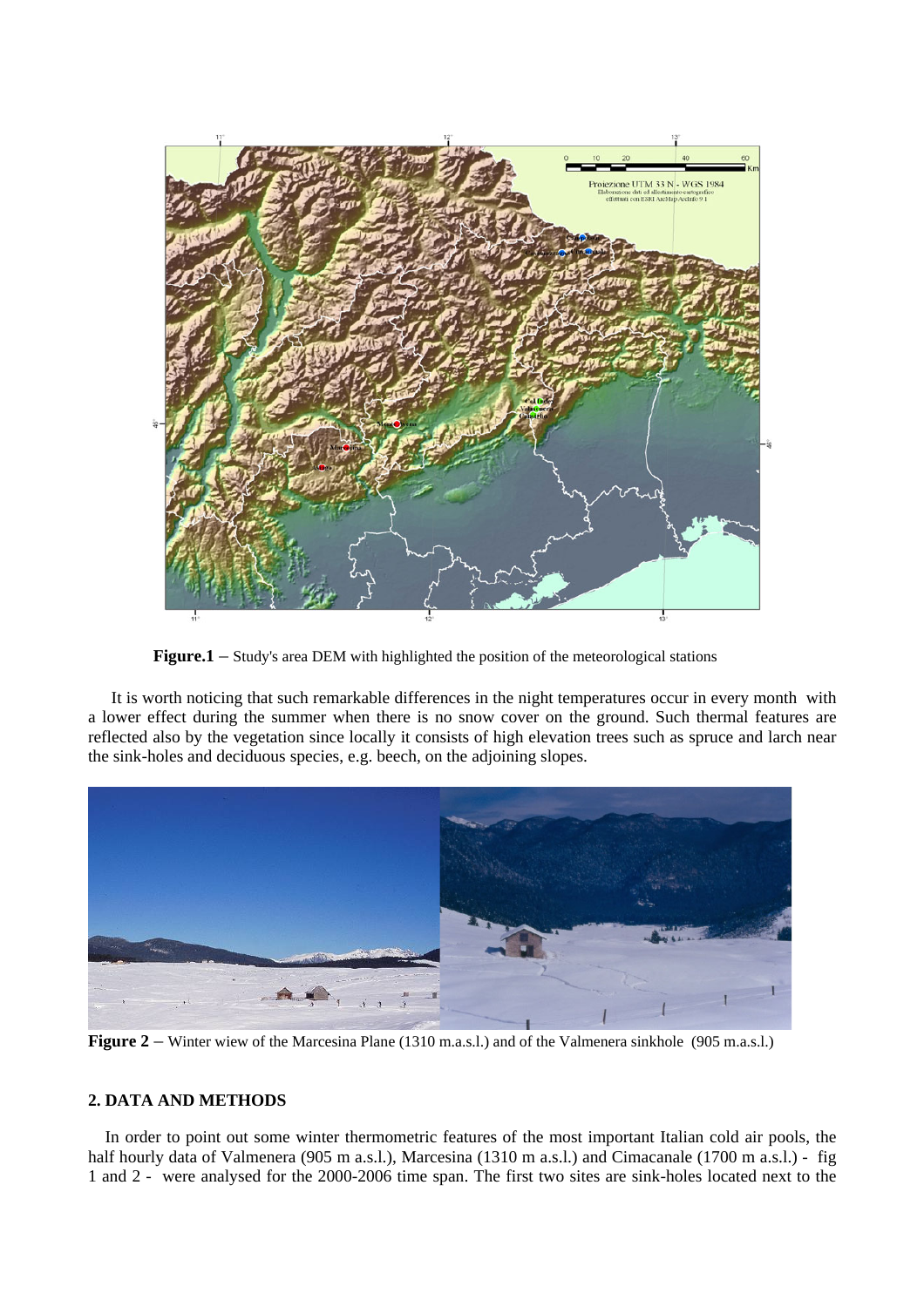**Figure.1** – Study's area DEM with highlighted the position of the meteorological stations

It is worth noticing that such remarkable differences in the night temperatures occur in every month with a lower effect during the summer when there is no snow cover on the ground. Such thermal features are reflected also by the vegetation since locally it consists of high elevation trees such as spruce and larch near the sink-holes and deciduous species, e.g. beech, on the adjoining slopes.

**Figure 2** – Winter wiew of the Marcesina Plane (1310 m.a.s.l.) and of the Valmenera sinkhole (905 m.a.s.l.)

## 2. DATA AND METHODS

In order to point out some winter thermometric features of the most important Italian cold air pools, the half hourly data of Valmenera (905 m a.s.l.), Marcesina (1310 m a.s.l.) and Cimacanale (1700 m a.s.l.) - fig 1 and 2 - were analysed for the 2000-2006 time span. The first two sites are sink-holes located next to the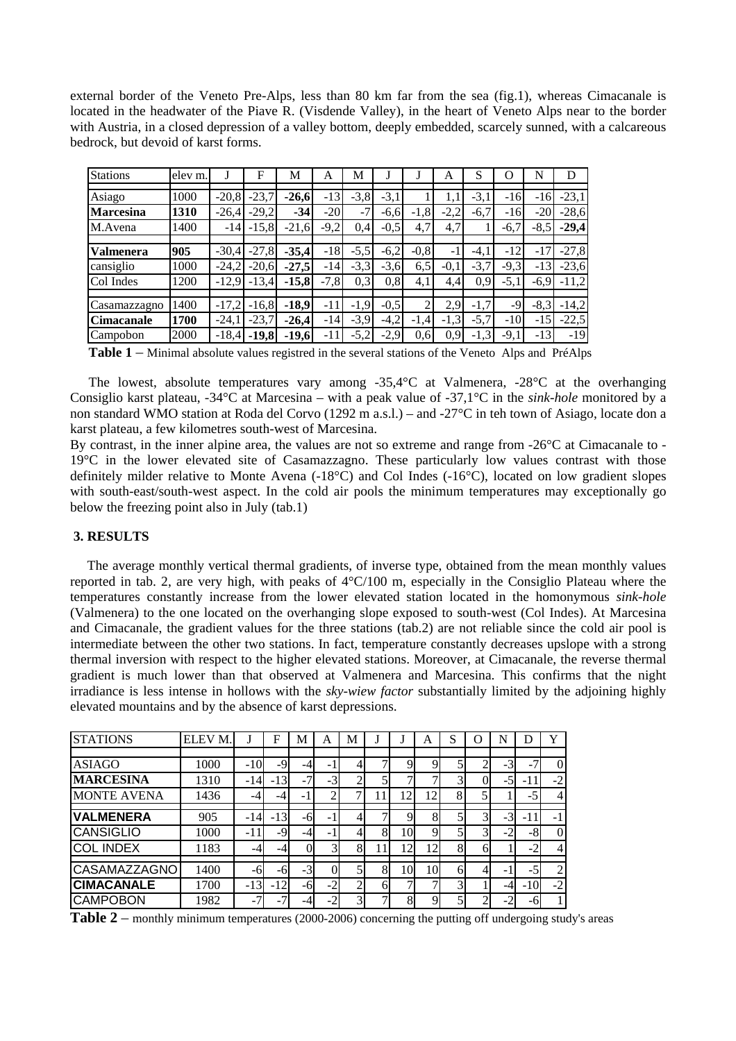external border of the Veneto Pre-Alps, less than 80 km far from the sea (fig.1), whereas Cimacanale is located in the headwater of the Piave R. (Visdende Valley), in the heart of Veneto Alps near to the border with Austria, in a closed depression of a valley bottom, deeply embedded, scarcely sunned, with a calcareous bedrock, but devoid of karst forms.

| Stations | elev m. | J | F | M | A | M | J | J | A | S | O | N | D |
|---|---|---|---|---|---|---|---|---|---|---|---|---|---|
| Asiago | 1000 | -20,8 | -23,7 | **-26,6** | -13 | -3,8 | -3,1 | 1 | 1,1 | -3,1 | -16 | -16 | -23,1 |
| **Marcesina** | **1310** | -26,4 | -29,2 | **-34** | -20 | -7 | -6,6 | -1,8 | -2,2 | -6,7 | -16 | -20 | -28,6 |
| M.Avena | 1400 | -14 | -15,8 | -21,6 | -9,2 | 0,4 | -0,5 | 4,7 | 4,7 | 1 | -6,7 | -8,5 | **-29,4** |
| **Valmenera** | **905** | -30,4 | -27,8 | **-35,4** | -18 | -5,5 | -6,2 | -0,8 | -1 | -4,1 | -12 | -17 | -27,8 |
| cansiglio | 1000 | -24,2 | -20,6 | **-27,5** | -14 | -3,3 | -3,6 | 6,5 | -0,1 | -3,7 | -9,3 | -13 | -23,6 |
| Col Indes | 1200 | -12,9 | -13,4 | **-15,8** | -7,8 | 0,3 | 0,8 | 4,1 | 4,4 | 0,9 | -5,1 | -6,9 | -11,2 |
| Casamazzagno | 1400 | -17,2 | -16,8 | **-18,9** | -11 | -1,9 | -0,5 | 2 | 2,9 | -1,7 | -9 | -8,3 | -14,2 |
| **Cimacanale** | **1700** | -24,1 | -23,7 | **-26,4** | -14 | -3,9 | -4,2 | -1,4 | -1,3 | -5,7 | -10 | -15 | -22,5 |
| Campobon | 2000 | -18,4 | **-19,8** | **-19,6** | -11 | -5,2 | -2,9 | 0,6 | 0,9 | -1,3 | -9,1 | -13 | -19 |

**Table 1** – Minimal absolute values registred in the several stations of the Veneto Alps and PréAlps

The lowest, absolute temperatures vary among -35,4°C at Valmenera, -28°C at the overhanging Consiglio karst plateau, -34°C at Marcesina – with a peak value of -37,1°C in the *sink-hole* monitored by a non standard WMO station at Roda del Corvo (1292 m a.s.l.) – and -27°C in teh town of Asiago, locate don a karst plateau, a few kilometres south-west of Marcesina.

By contrast, in the inner alpine area, the values are not so extreme and range from -26°C at Cimacanale to -19°C in the lower elevated site of Casamazzagno. These particularly low values contrast with those definitely milder relative to Monte Avena (-18°C) and Col Indes (-16°C), located on low gradient slopes with south-east/south-west aspect. In the cold air pools the minimum temperatures may exceptionally go below the freezing point also in July (tab.1)

## 3. RESULTS

The average monthly vertical thermal gradients, of inverse type, obtained from the mean monthly values reported in tab. 2, are very high, with peaks of 4°C/100 m, especially in the Consiglio Plateau where the temperatures constantly increase from the lower elevated station located in the homonymous *sink-hole* (Valmenera) to the one located on the overhanging slope exposed to south-west (Col Indes). At Marcesina and Cimacanale, the gradient values for the three stations (tab.2) are not reliable since the cold air pool is intermediate between the other two stations. In fact, temperature constantly decreases upslope with a strong thermal inversion with respect to the higher elevated stations. Moreover, at Cimacanale, the reverse thermal gradient is much lower than that observed at Valmenera and Marcesina. This confirms that the night irradiance is less intense in hollows with the *sky-wiew factor* substantially limited by the adjoining highly elevated mountains and by the absence of karst depressions.

| STATIONS | ELEV M. | J | F | M | A | M | J | J | A | S | O | N | D | Y |
|---|---|---|---|---|---|---|---|---|---|---|---|---|---|---|
| ASIAGO | 1000 | -10 | -9 | -4 | -1 | 4 | 7 | 9 | 9 | 5 | 2 | -3 | -7 | 0 |
| **MARCESINA** | 1310 | -14 | -13 | -7 | -3 | 2 | 5 | 7 | 7 | 3 | 0 | -5 | -11 | -2 |
| MONTE AVENA | 1436 | -4 | -4 | -1 | 2 | 7 | 11 | 12 | 12 | 8 | 5 | 1 | -5 | 4 |
| **VALMENERA** | 905 | -14 | -13 | -6 | -1 | 4 | 7 | 9 | 8 | 5 | 3 | -3 | -11 | -1 |
| CANSIGLIO | 1000 | -11 | -9 | -4 | -1 | 4 | 8 | 10 | 9 | 5 | 3 | -2 | -8 | 0 |
| COL INDEX | 1183 | -4 | -4 | 0 | 3 | 8 | 11 | 12 | 12 | 8 | 6 | 1 | -2 | 4 |
| CASAMAZZAGNO | 1400 | -6 | -6 | -3 | 0 | 5 | 8 | 10 | 10 | 6 | 4 | -1 | -5 | 2 |
| **CIMACANALE** | 1700 | -13 | -12 | -6 | -2 | 2 | 6 | 7 | 7 | 3 | 1 | -4 | -10 | -2 |
| CAMPOBON | 1982 | -7 | -7 | -4 | -2 | 3 | 7 | 8 | 9 | 5 | 2 | -2 | -6 | 1 |

**Table 2** – monthly minimum temperatures (2000-2006) concerning the putting off undergoing study's areas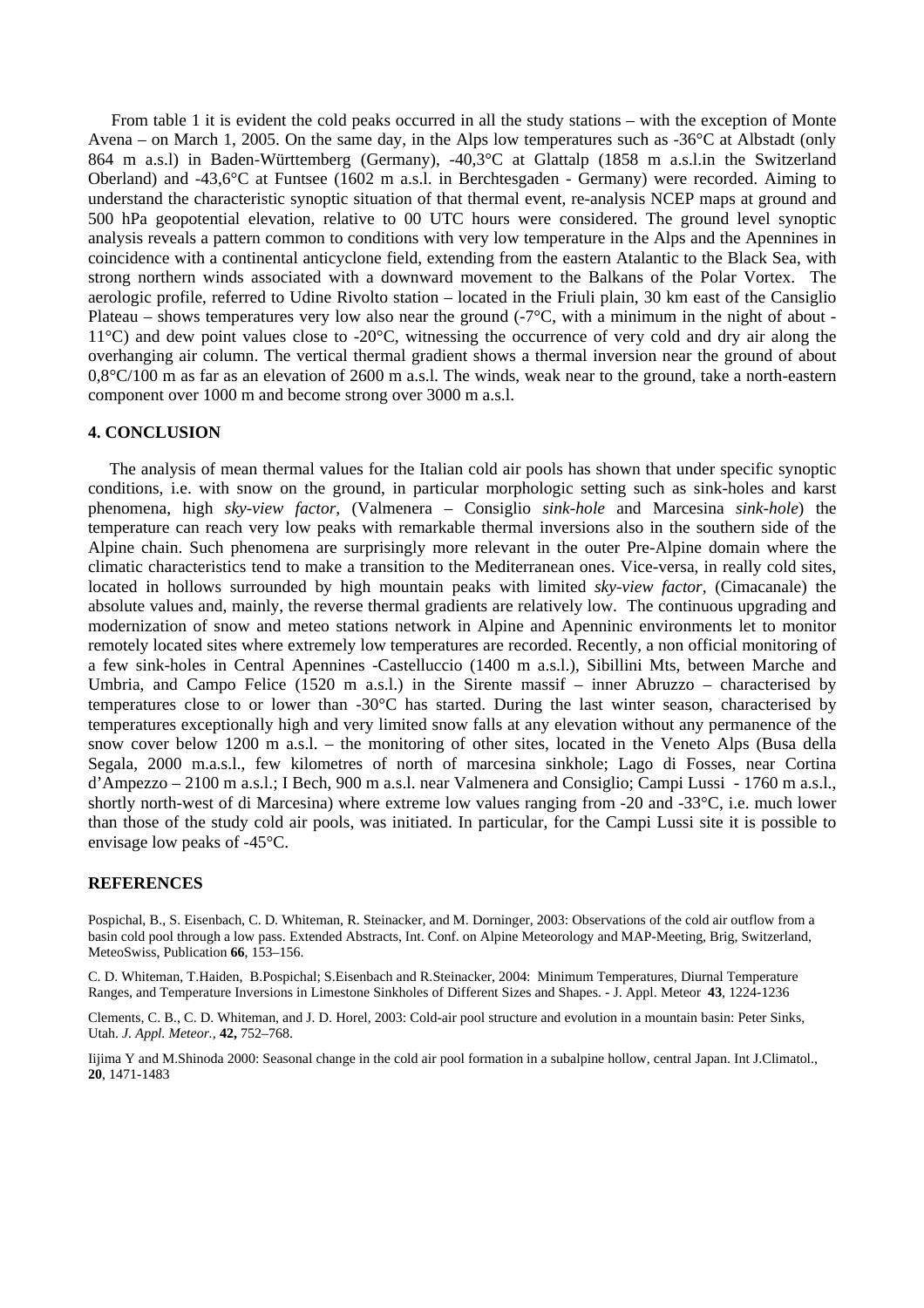From table 1 it is evident the cold peaks occurred in all the study stations – with the exception of Monte Avena – on March 1, 2005. On the same day, in the Alps low temperatures such as -36°C at Albstadt (only 864 m a.s.l) in Baden-Württemberg (Germany), -40,3°C at Glattalp (1858 m a.s.l.in the Switzerland Oberland) and -43,6°C at Funtsee (1602 m a.s.l. in Berchtesgaden - Germany) were recorded. Aiming to understand the characteristic synoptic situation of that thermal event, re-analysis NCEP maps at ground and 500 hPa geopotential elevation, relative to 00 UTC hours were considered. The ground level synoptic analysis reveals a pattern common to conditions with very low temperature in the Alps and the Apennines in coincidence with a continental anticyclone field, extending from the eastern Atalantic to the Black Sea, with strong northern winds associated with a downward movement to the Balkans of the Polar Vortex. The aerologic profile, referred to Udine Rivolto station – located in the Friuli plain, 30 km east of the Cansiglio Plateau – shows temperatures very low also near the ground (-7°C, with a minimum in the night of about -11°C) and dew point values close to -20°C, witnessing the occurrence of very cold and dry air along the overhanging air column. The vertical thermal gradient shows a thermal inversion near the ground of about 0,8°C/100 m as far as an elevation of 2600 m a.s.l. The winds, weak near to the ground, take a north-eastern component over 1000 m and become strong over 3000 m a.s.l.

## 4. CONCLUSION

The analysis of mean thermal values for the Italian cold air pools has shown that under specific synoptic conditions, i.e. with snow on the ground, in particular morphologic setting such as sink-holes and karst phenomena, high *sky-view factor*, (Valmenera – Consiglio *sink-hole* and Marcesina *sink-hole*) the temperature can reach very low peaks with remarkable thermal inversions also in the southern side of the Alpine chain. Such phenomena are surprisingly more relevant in the outer Pre-Alpine domain where the climatic characteristics tend to make a transition to the Mediterranean ones. Vice-versa, in really cold sites, located in hollows surrounded by high mountain peaks with limited *sky-view factor*, (Cimacanale) the absolute values and, mainly, the reverse thermal gradients are relatively low. The continuous upgrading and modernization of snow and meteo stations network in Alpine and Apenninic environments let to monitor remotely located sites where extremely low temperatures are recorded. Recently, a non official monitoring of a few sink-holes in Central Apennines -Castelluccio (1400 m a.s.l.), Sibillini Mts, between Marche and Umbria, and Campo Felice (1520 m a.s.l.) in the Sirente massif – inner Abruzzo – characterised by temperatures close to or lower than -30°C has started. During the last winter season, characterised by temperatures exceptionally high and very limited snow falls at any elevation without any permanence of the snow cover below 1200 m a.s.l. – the monitoring of other sites, located in the Veneto Alps (Busa della Segala, 2000 m.a.s.l., few kilometres of north of marcesina sinkhole; Lago di Fosses, near Cortina d'Ampezzo – 2100 m a.s.l.; I Bech, 900 m a.s.l. near Valmenera and Consiglio; Campi Lussi - 1760 m a.s.l., shortly north-west of di Marcesina) where extreme low values ranging from -20 and -33°C, i.e. much lower than those of the study cold air pools, was initiated. In particular, for the Campi Lussi site it is possible to envisage low peaks of -45°C.

## REFERENCES

Pospichal, B., S. Eisenbach, C. D. Whiteman, R. Steinacker, and M. Dorninger, 2003: Observations of the cold air outflow from a basin cold pool through a low pass. Extended Abstracts, Int. Conf. on Alpine Meteorology and MAP-Meeting, Brig, Switzerland, MeteoSwiss, Publication **66**, 153–156.

C. D. Whiteman, T.Haiden, B.Pospichal; S.Eisenbach and R.Steinacker, 2004: Minimum Temperatures, Diurnal Temperature Ranges, and Temperature Inversions in Limestone Sinkholes of Different Sizes and Shapes. - J. Appl. Meteor **43**, 1224-1236

Clements, C. B., C. D. Whiteman, and J. D. Horel, 2003: Cold-air pool structure and evolution in a mountain basin: Peter Sinks, Utah. *J. Appl. Meteor.,* **42,** 752–768.

Iijima Y and M.Shinoda 2000: Seasonal change in the cold air pool formation in a subalpine hollow, central Japan. Int J.Climatol., **20**, 1471-1483